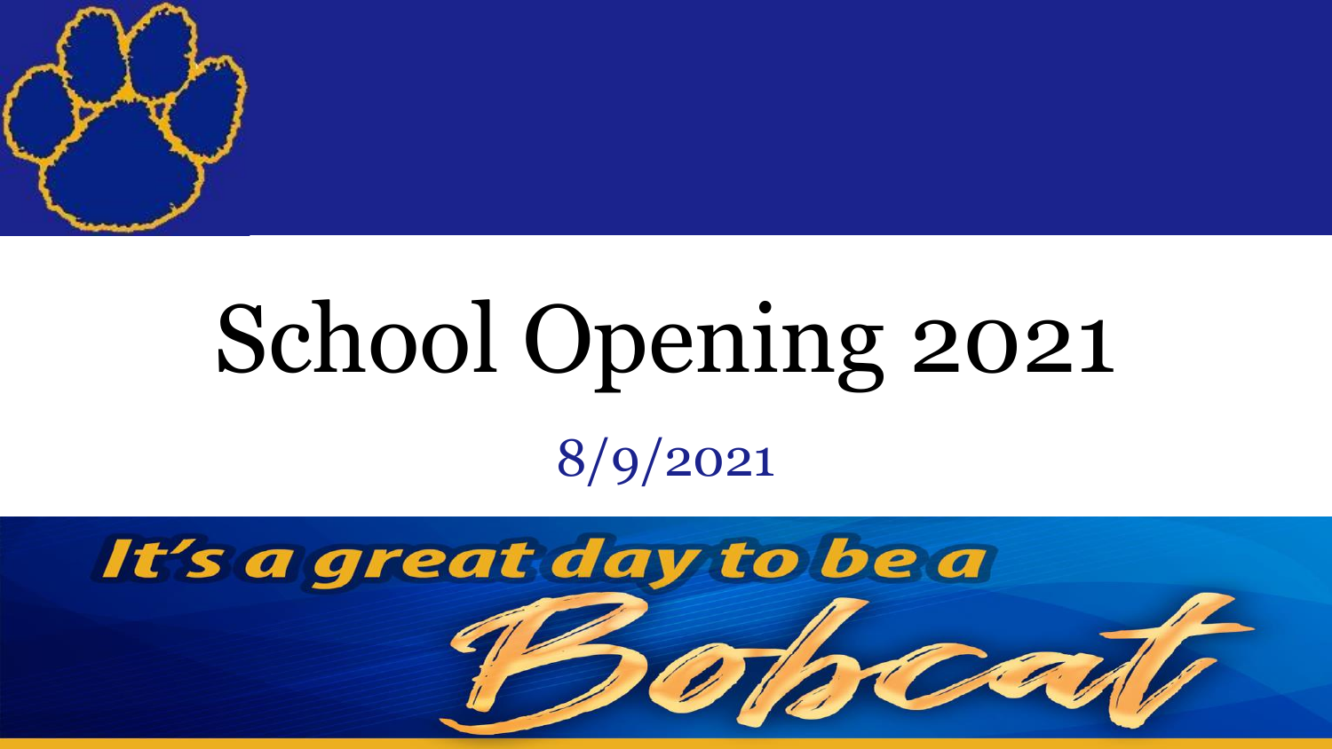# School Opening 2021

8/9/2021

It's a great day to be a Bobcat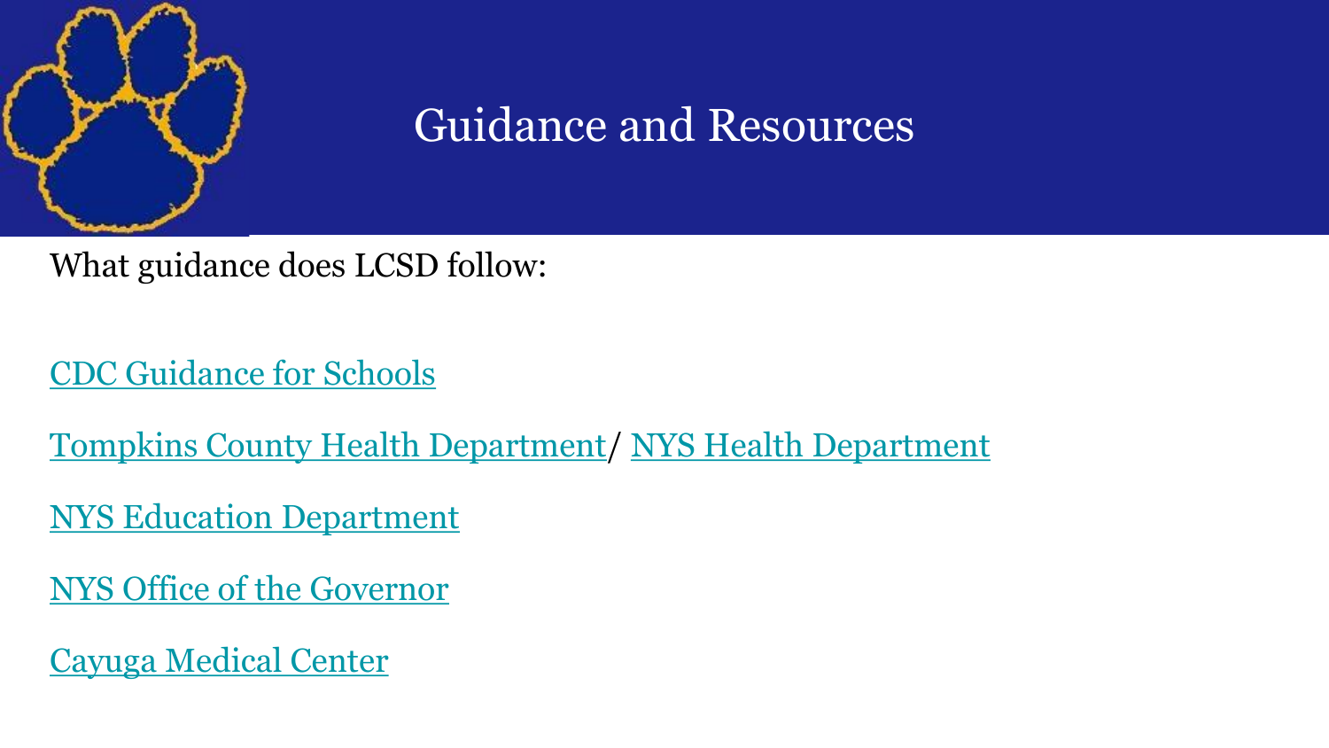# Guidance and Resources

What guidance does LCSD follow:

CDC Guidance for Schools

Tompkins County Health Department/ NYS Health Department

NYS Education Department

NYS Office of the Governor

Cayuga Medical Center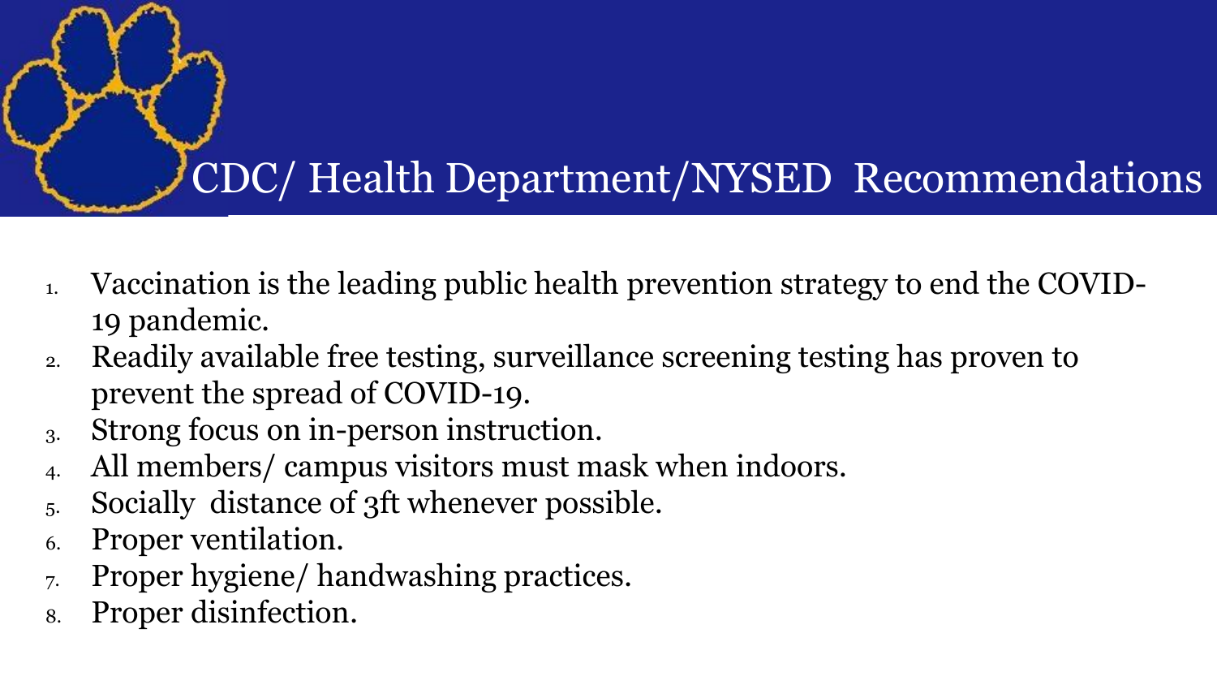# CDC/ Health Department/NYSED Recommendations

1. Vaccination is the leading public health prevention strategy to end the COVID-19 pandemic.
2. Readily available free testing, surveillance screening testing has proven to prevent the spread of COVID-19.
3. Strong focus on in-person instruction.
4. All members/ campus visitors must mask when indoors.
5. Socially distance of 3ft whenever possible.
6. Proper ventilation.
7. Proper hygiene/ handwashing practices.
8. Proper disinfection.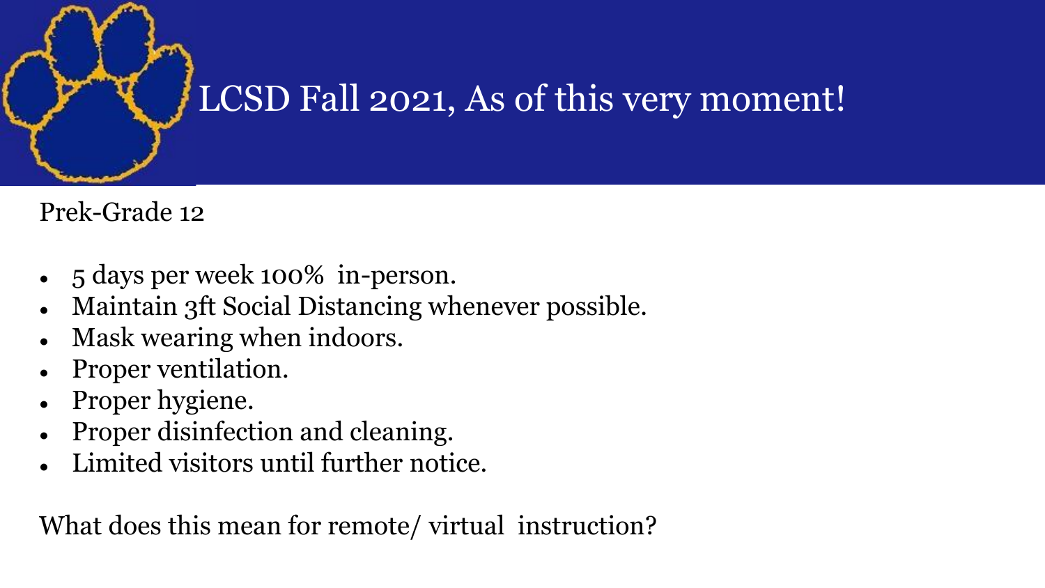# LCSD Fall 2021, As of this very moment!

Prek-Grade 12

- 5 days per week 100% in-person.
- Maintain 3ft Social Distancing whenever possible.
- Mask wearing when indoors.
- Proper ventilation.
- Proper hygiene.
- Proper disinfection and cleaning.
- Limited visitors until further notice.

What does this mean for remote/ virtual instruction?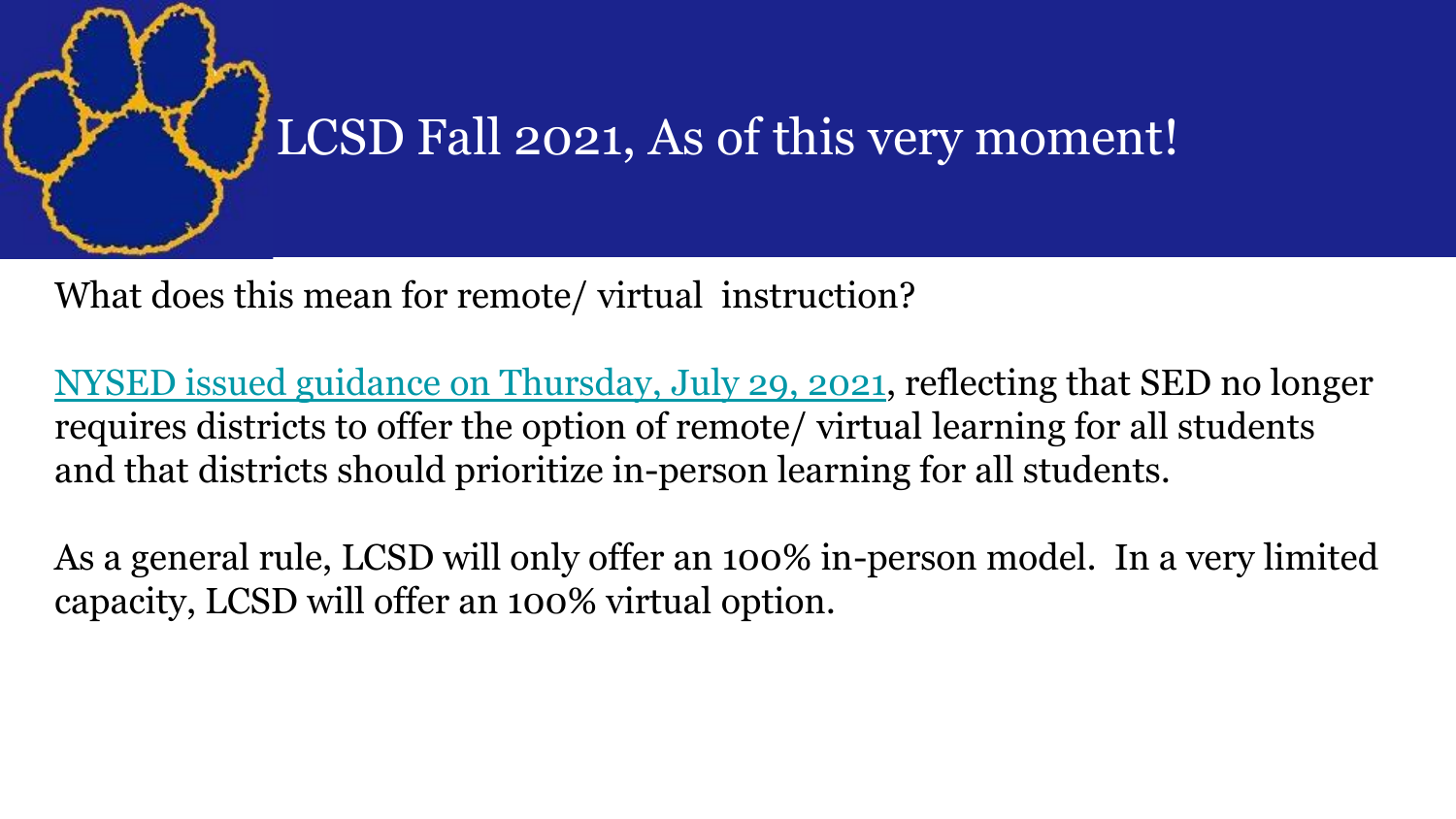# LCSD Fall 2021, As of this very moment!

What does this mean for remote/ virtual instruction?

NYSED issued guidance on Thursday, July 29, 2021, reflecting that SED no longer requires districts to offer the option of remote/ virtual learning for all students and that districts should prioritize in-person learning for all students.

As a general rule, LCSD will only offer an 100% in-person model. In a very limited capacity, LCSD will offer an 100% virtual option.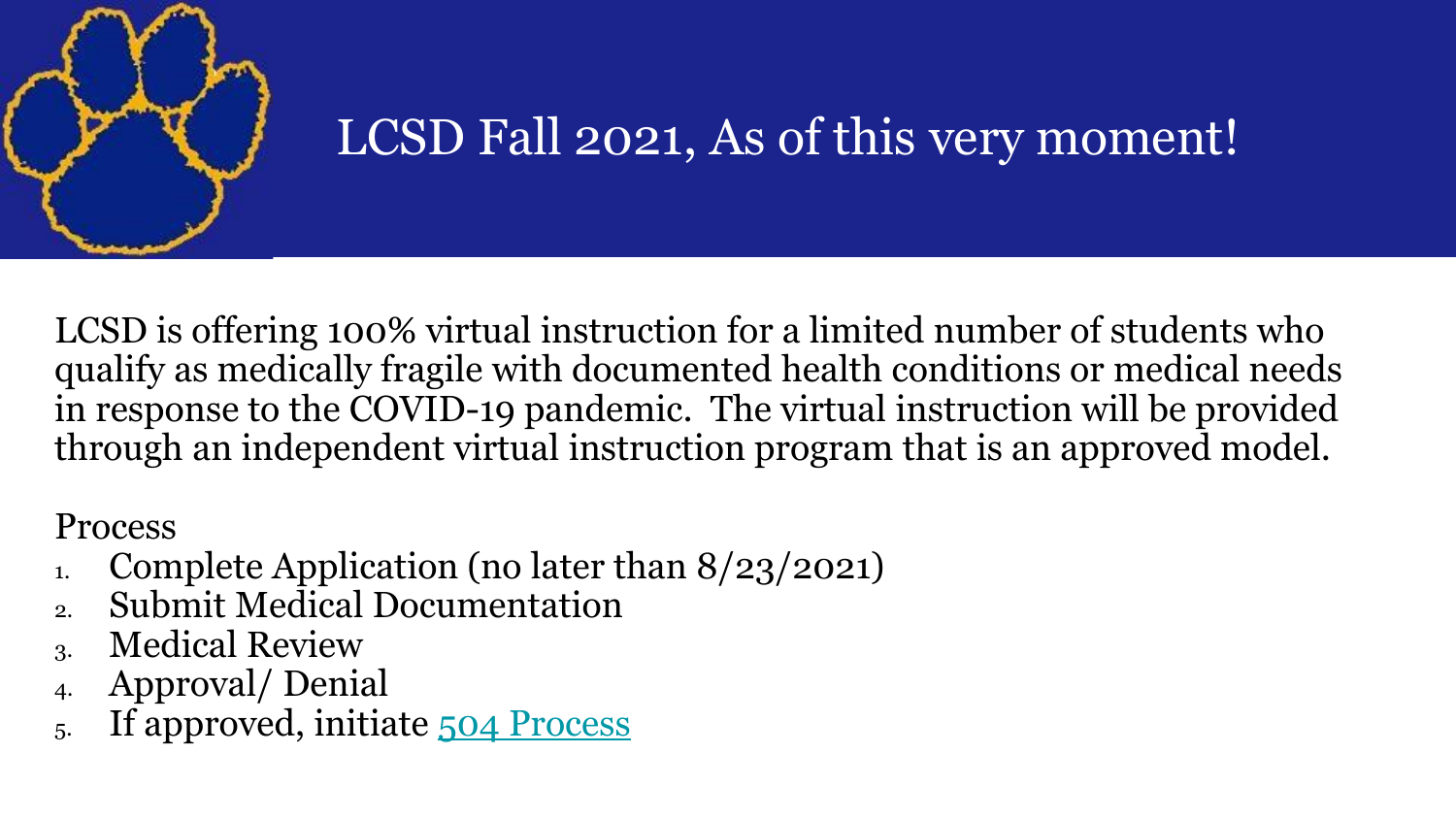# LCSD Fall 2021, As of this very moment!

LCSD is offering 100% virtual instruction for a limited number of students who qualify as medically fragile with documented health conditions or medical needs in response to the COVID-19 pandemic. The virtual instruction will be provided through an independent virtual instruction program that is an approved model.

Process

1. Complete Application (no later than 8/23/2021)
2. Submit Medical Documentation
3. Medical Review
4. Approval/ Denial
5. If approved, initiate 504 Process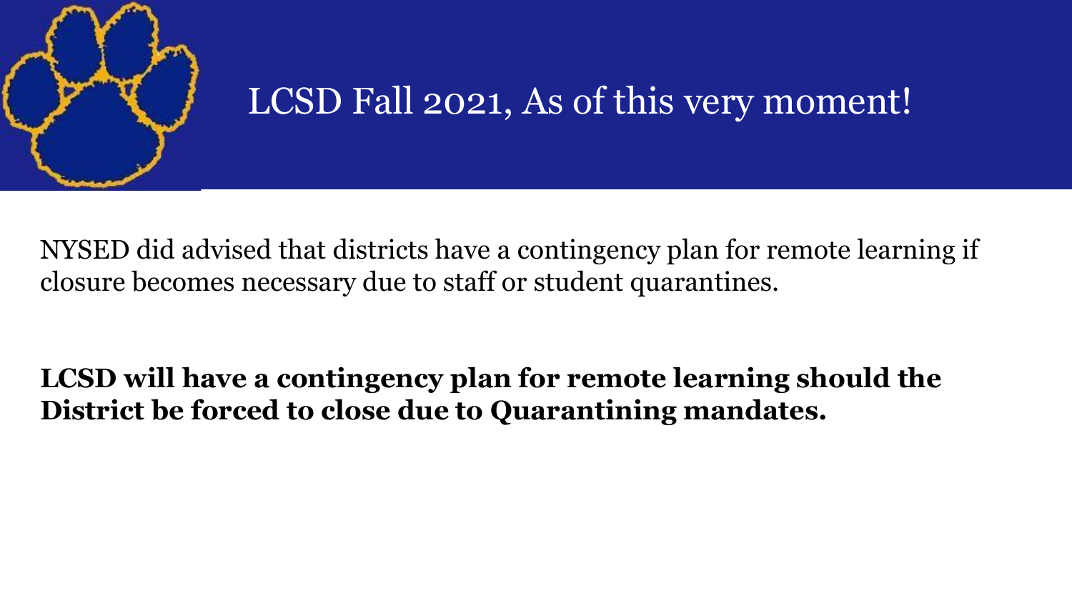# LCSD Fall 2021, As of this very moment!

NYSED did advised that districts have a contingency plan for remote learning if closure becomes necessary due to staff or student quarantines.

**LCSD will have a contingency plan for remote learning should the District be forced to close due to Quarantining mandates.**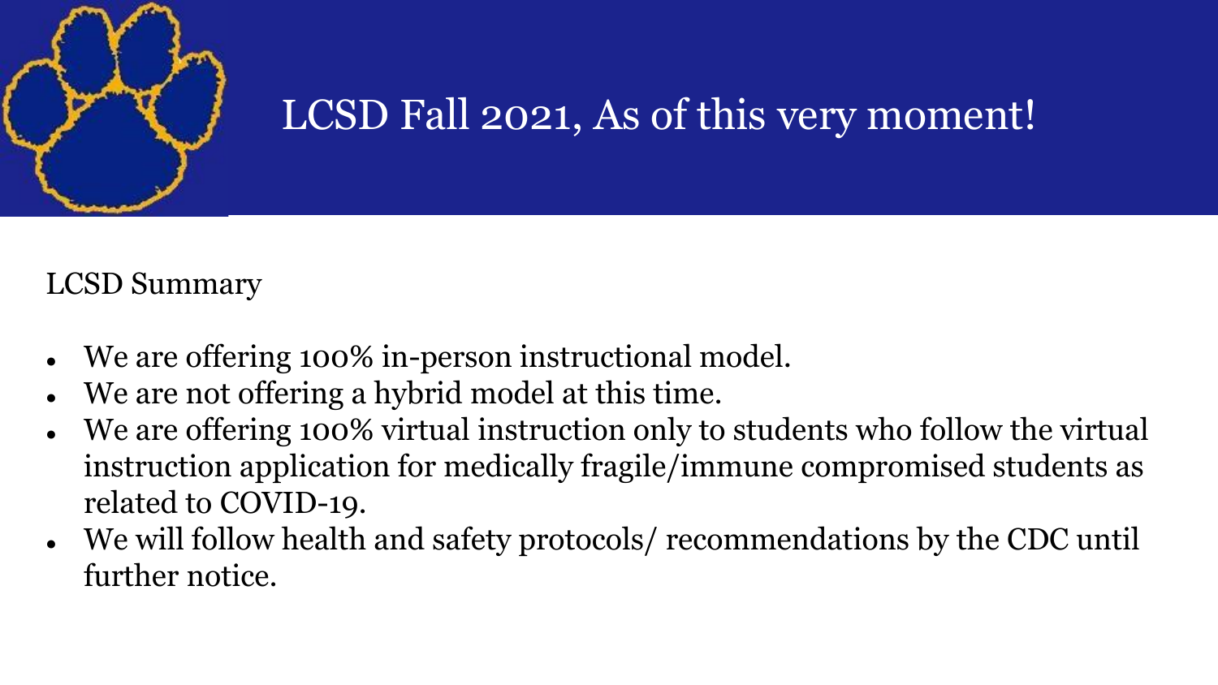# LCSD Fall 2021, As of this very moment!

LCSD Summary

- We are offering 100% in-person instructional model.
- We are not offering a hybrid model at this time.
- We are offering 100% virtual instruction only to students who follow the virtual instruction application for medically fragile/immune compromised students as related to COVID-19.
- We will follow health and safety protocols/ recommendations by the CDC until further notice.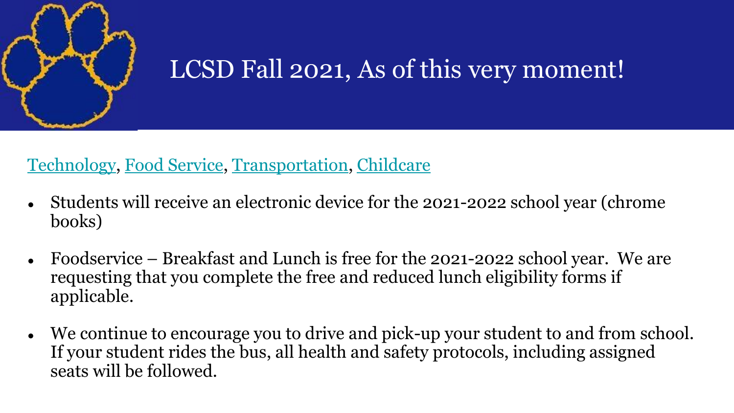# LCSD Fall 2021, As of this very moment!

Technology, Food Service, Transportation, Childcare

- Students will receive an electronic device for the 2021-2022 school year (chrome books)
- Foodservice – Breakfast and Lunch is free for the 2021-2022 school year. We are requesting that you complete the free and reduced lunch eligibility forms if applicable.
- We continue to encourage you to drive and pick-up your student to and from school. If your student rides the bus, all health and safety protocols, including assigned seats will be followed.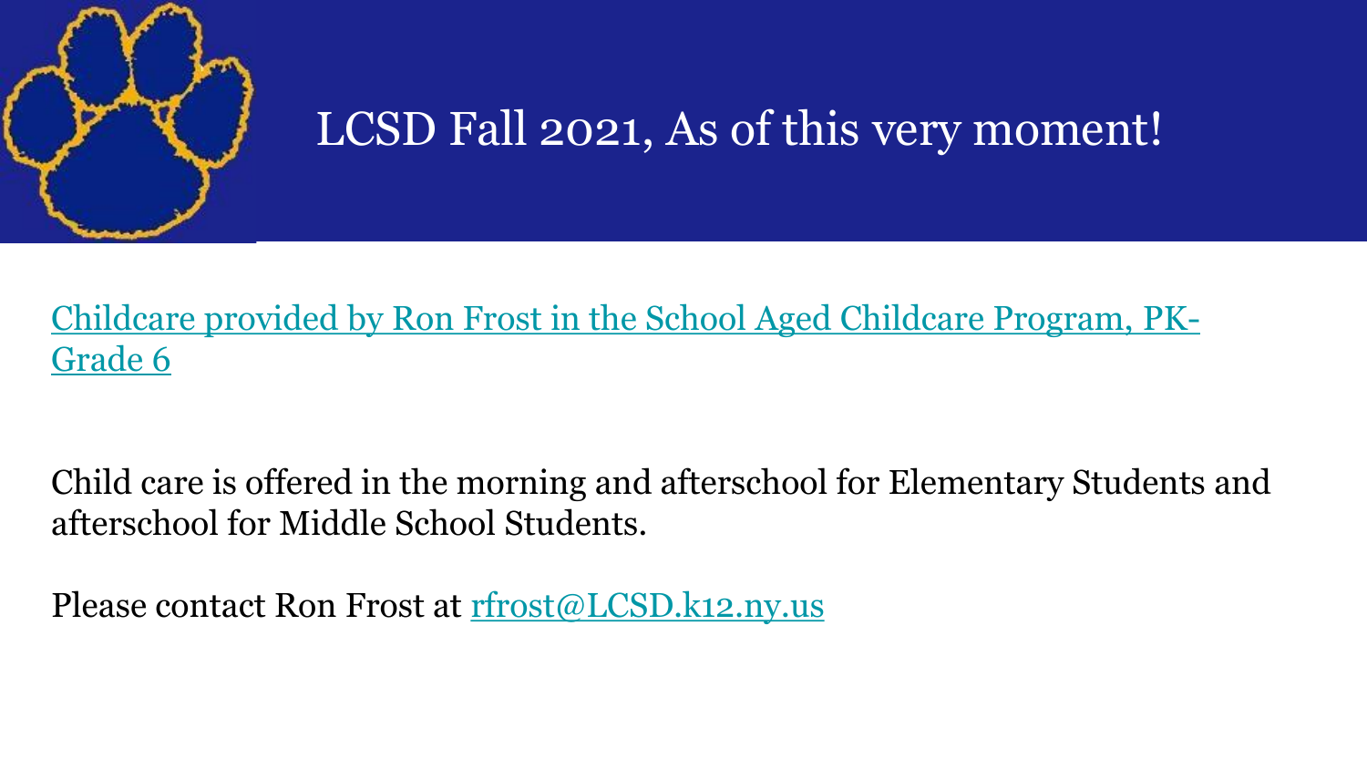# LCSD Fall 2021, As of this very moment!

Childcare provided by Ron Frost in the School Aged Childcare Program, PK-Grade 6

Child care is offered in the morning and afterschool for Elementary Students and afterschool for Middle School Students.

Please contact Ron Frost at rfrost@LCSD.k12.ny.us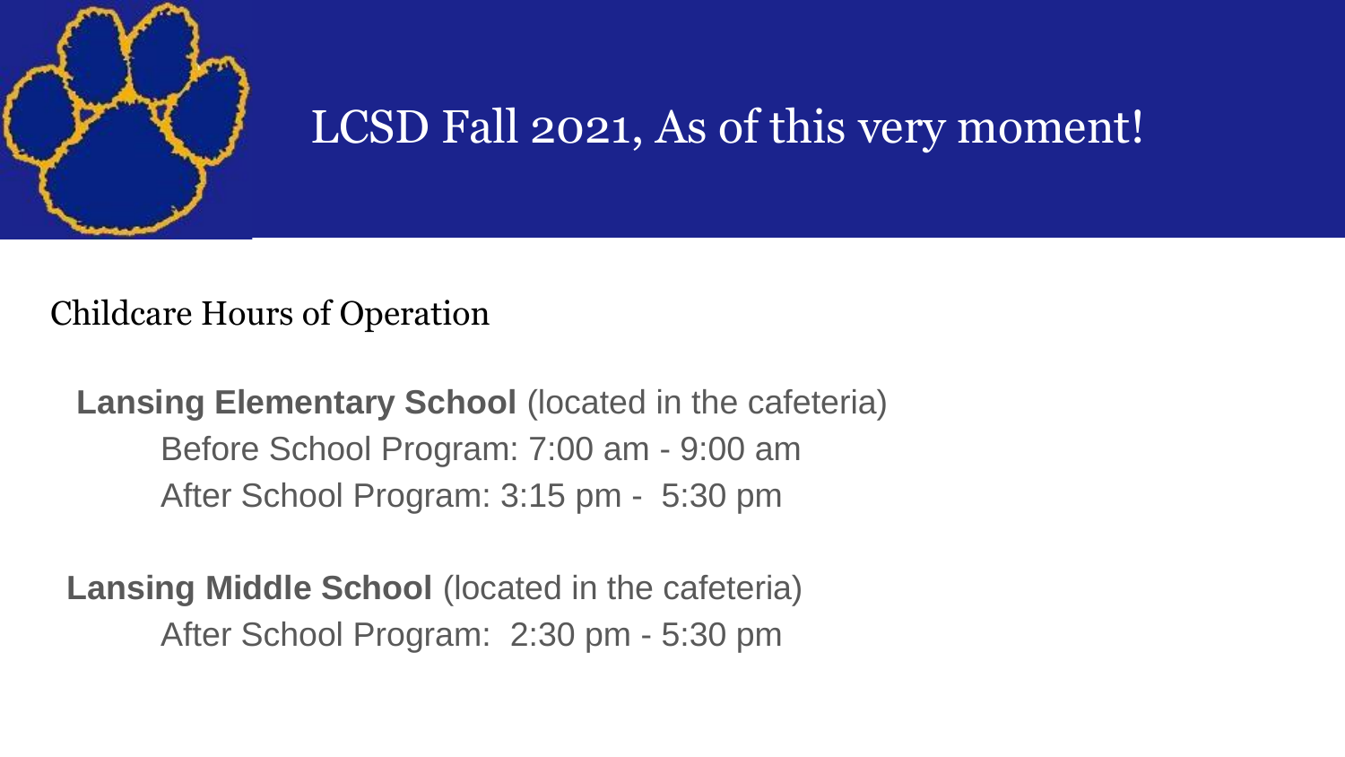# LCSD Fall 2021, As of this very moment!

## Childcare Hours of Operation

**Lansing Elementary School** (located in the cafeteria)

Before School Program: 7:00 am - 9:00 am

After School Program: 3:15 pm - 5:30 pm

**Lansing Middle School** (located in the cafeteria)

After School Program: 2:30 pm - 5:30 pm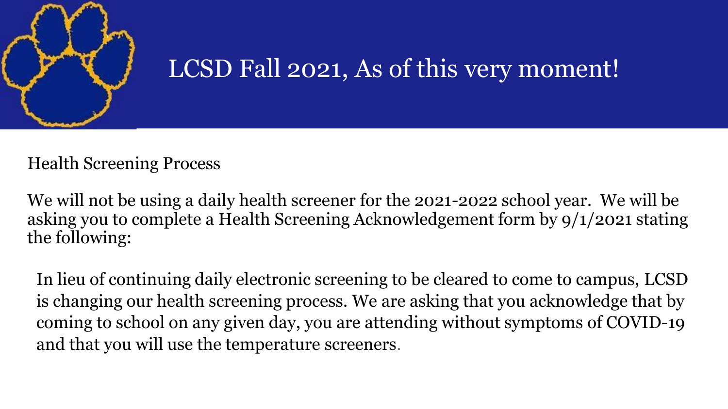# LCSD Fall 2021, As of this very moment!

Health Screening Process

We will not be using a daily health screener for the 2021-2022 school year. We will be asking you to complete a Health Screening Acknowledgement form by 9/1/2021 stating the following:

> In lieu of continuing daily electronic screening to be cleared to come to campus, LCSD is changing our health screening process. We are asking that you acknowledge that by coming to school on any given day, you are attending without symptoms of COVID-19 and that you will use the temperature screeners.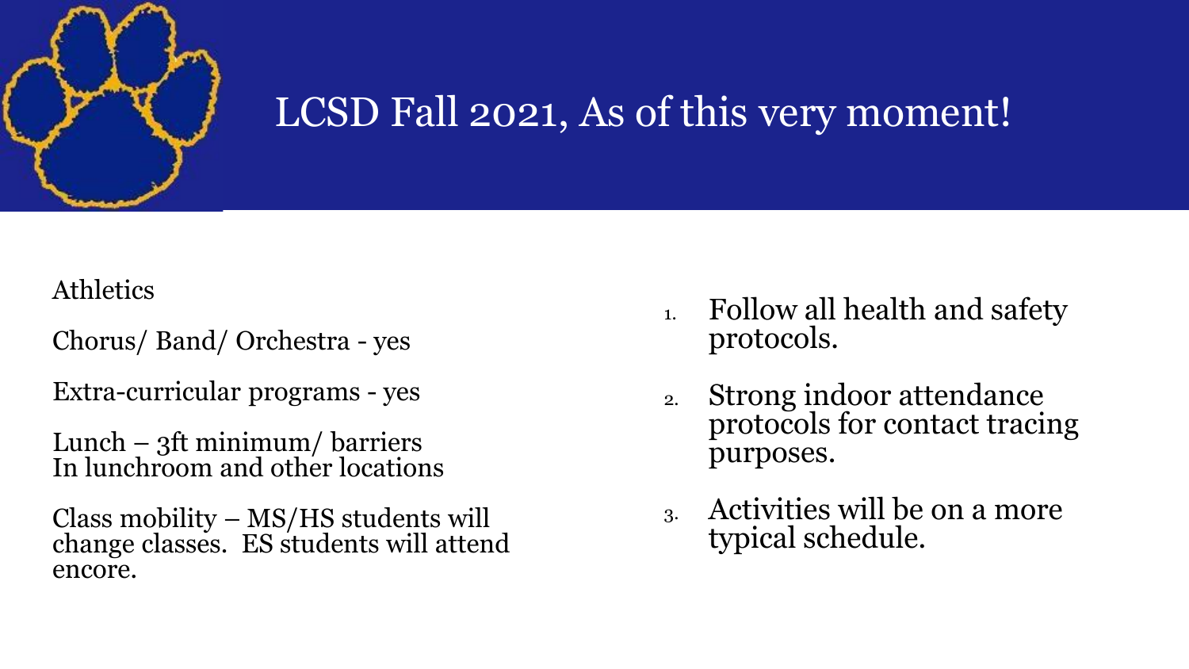# LCSD Fall 2021, As of this very moment!

Athletics

Chorus/ Band/ Orchestra - yes

Extra-curricular programs - yes

Lunch – 3ft minimum/ barriers
In lunchroom and other locations

Class mobility – MS/HS students will change classes. ES students will attend encore.

1. Follow all health and safety protocols.
2. Strong indoor attendance protocols for contact tracing purposes.
3. Activities will be on a more typical schedule.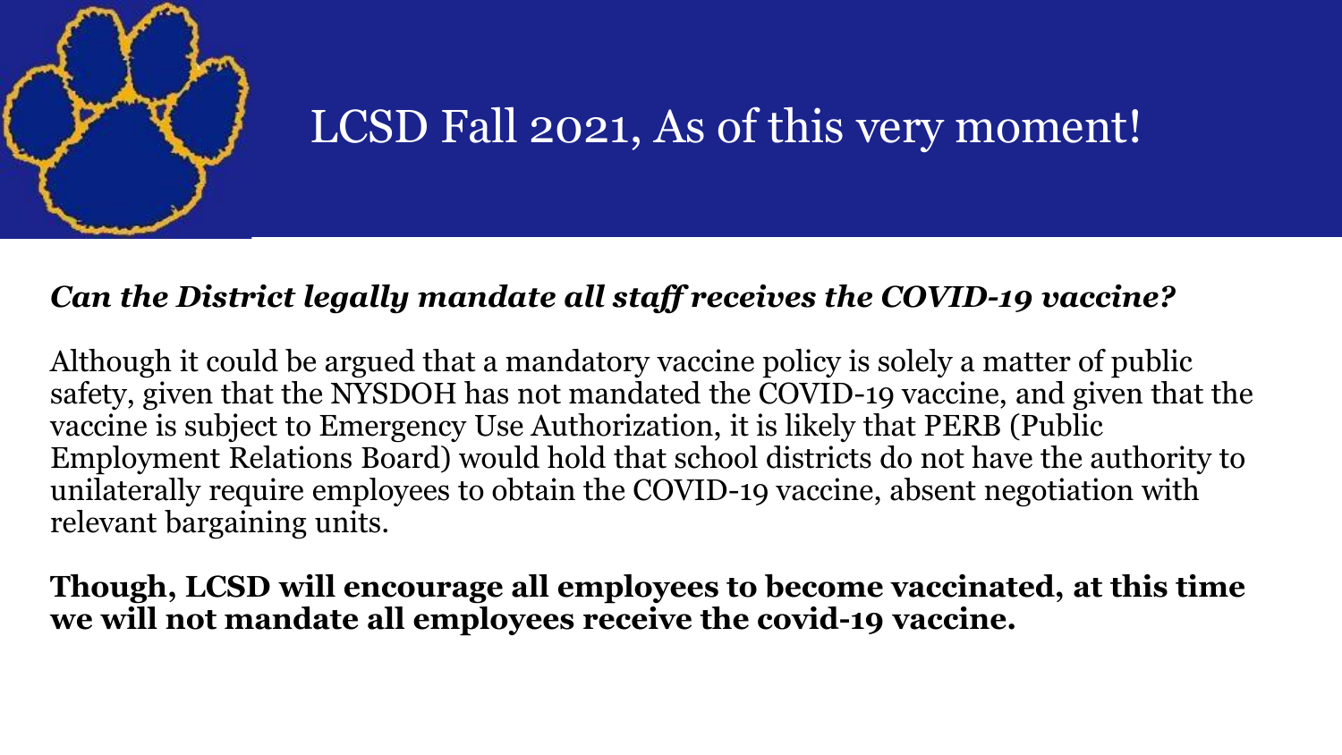# LCSD Fall 2021, As of this very moment!

***Can the District legally mandate all staff receives the COVID-19 vaccine?***

Although it could be argued that a mandatory vaccine policy is solely a matter of public safety, given that the NYSDOH has not mandated the COVID-19 vaccine, and given that the vaccine is subject to Emergency Use Authorization, it is likely that PERB (Public Employment Relations Board) would hold that school districts do not have the authority to unilaterally require employees to obtain the COVID-19 vaccine, absent negotiation with relevant bargaining units.

**Though, LCSD will encourage all employees to become vaccinated, at this time we will not mandate all employees receive the covid-19 vaccine.**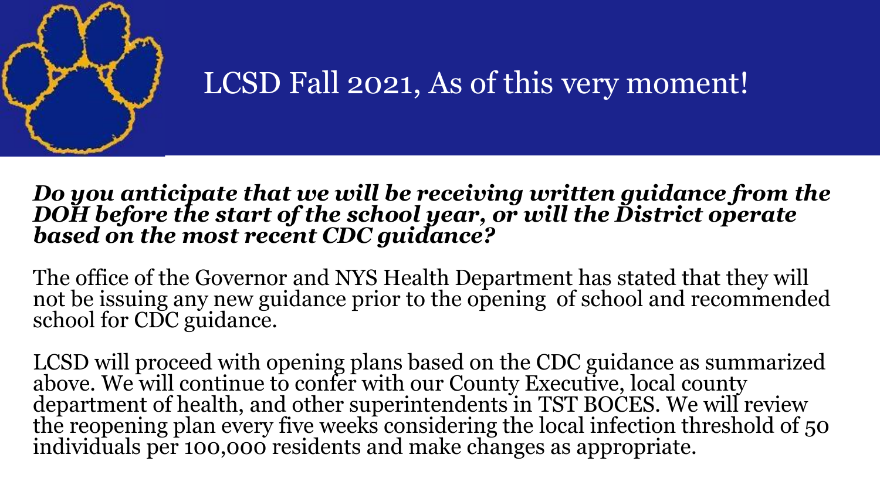# LCSD Fall 2021, As of this very moment!

***Do you anticipate that we will be receiving written guidance from the DOH before the start of the school year, or will the District operate based on the most recent CDC guidance?***

The office of the Governor and NYS Health Department has stated that they will not be issuing any new guidance prior to the opening of school and recommended school for CDC guidance.

LCSD will proceed with opening plans based on the CDC guidance as summarized above. We will continue to confer with our County Executive, local county department of health, and other superintendents in TST BOCES. We will review the reopening plan every five weeks considering the local infection threshold of 50 individuals per 100,000 residents and make changes as appropriate.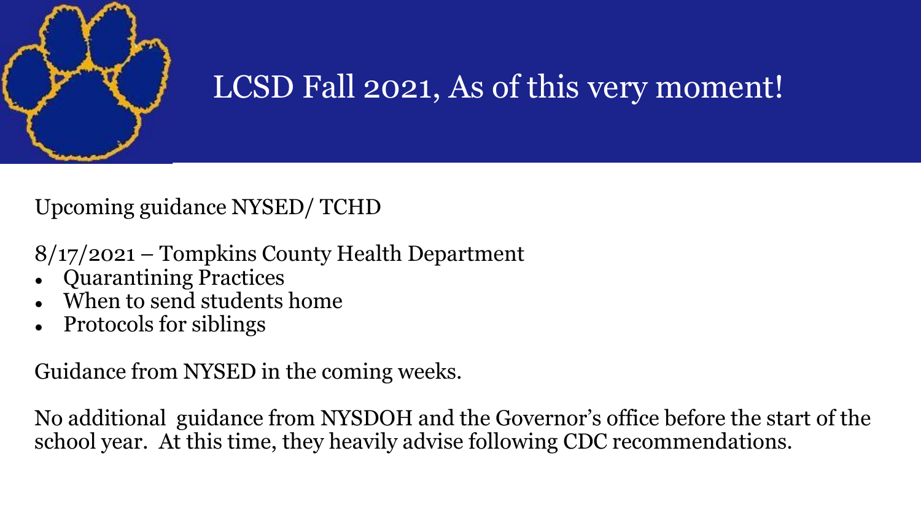# LCSD Fall 2021, As of this very moment!

Upcoming guidance NYSED/ TCHD

8/17/2021 – Tompkins County Health Department

- Quarantining Practices
- When to send students home
- Protocols for siblings

Guidance from NYSED in the coming weeks.

No additional guidance from NYSDOH and the Governor's office before the start of the school year. At this time, they heavily advise following CDC recommendations.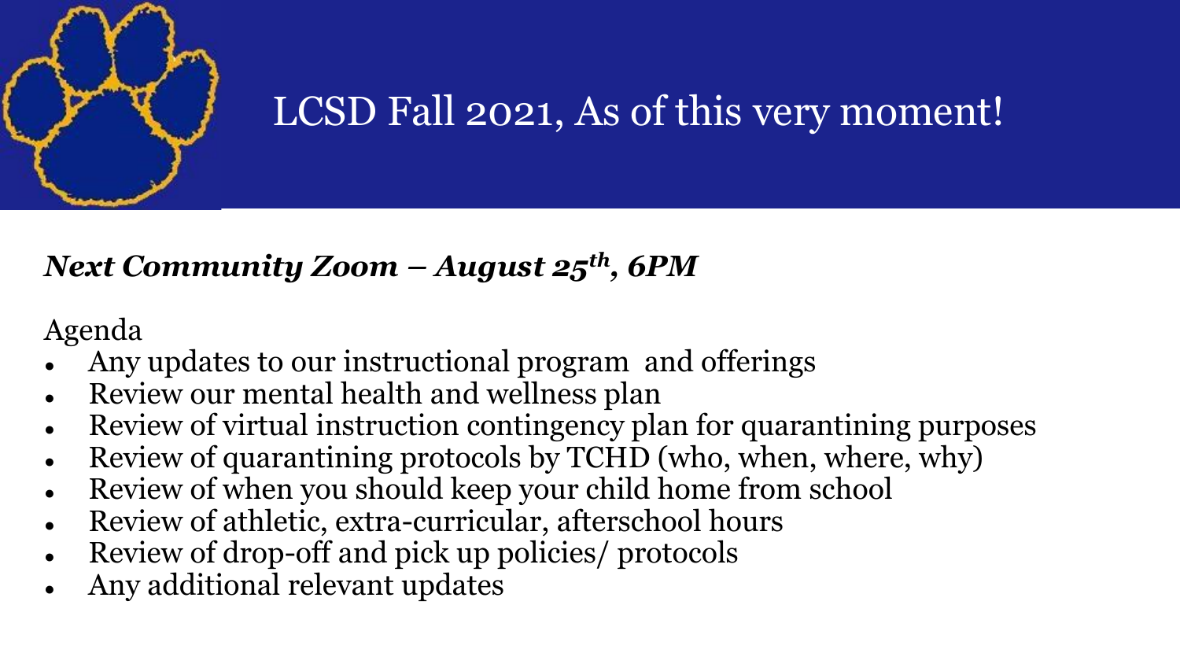# LCSD Fall 2021, As of this very moment!

***Next Community Zoom – August 25th, 6PM***

Agenda

- Any updates to our instructional program and offerings
- Review our mental health and wellness plan
- Review of virtual instruction contingency plan for quarantining purposes
- Review of quarantining protocols by TCHD (who, when, where, why)
- Review of when you should keep your child home from school
- Review of athletic, extra-curricular, afterschool hours
- Review of drop-off and pick up policies/ protocols
- Any additional relevant updates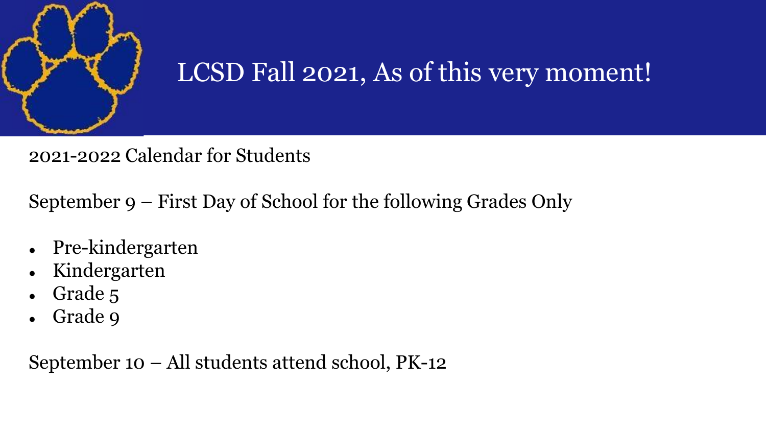# LCSD Fall 2021, As of this very moment!

2021-2022 Calendar for Students

September 9 – First Day of School for the following Grades Only

- Pre-kindergarten
- Kindergarten
- Grade 5
- Grade 9

September 10 – All students attend school, PK-12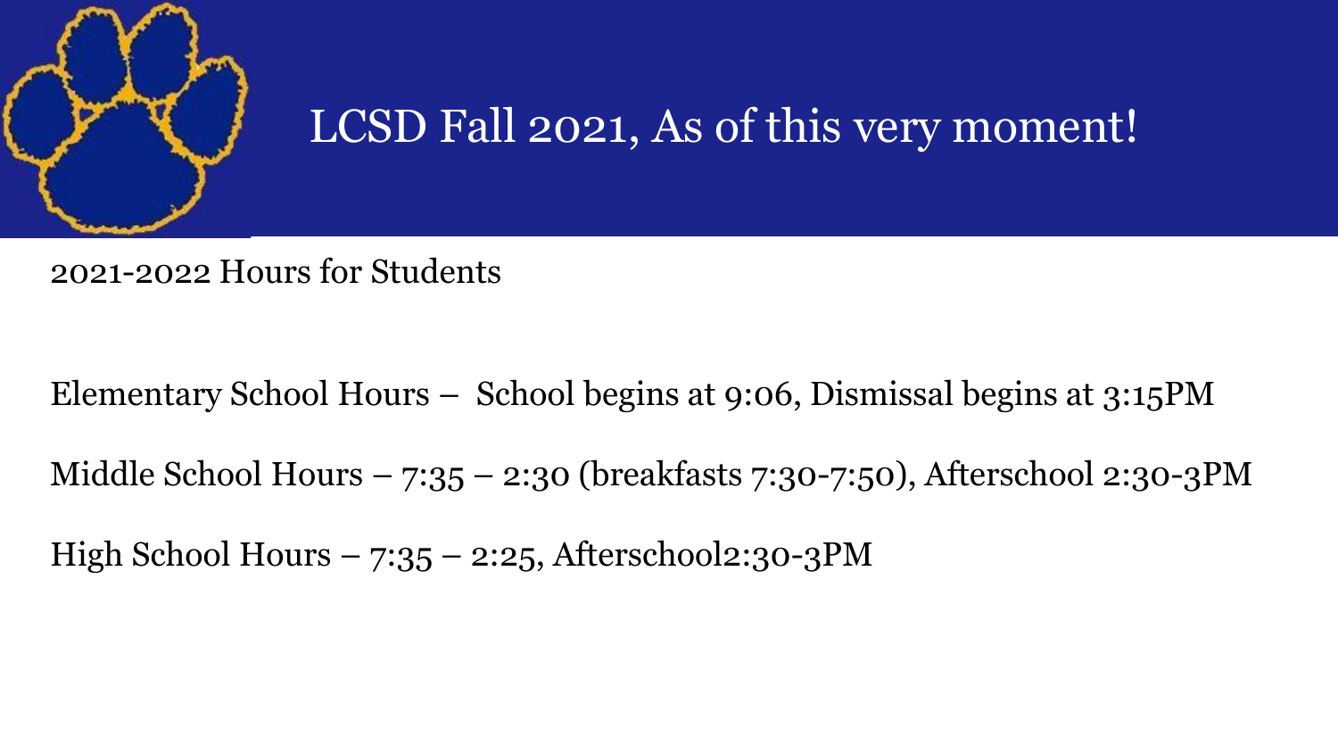# LCSD Fall 2021, As of this very moment!

2021-2022 Hours for Students

Elementary School Hours – School begins at 9:06, Dismissal begins at 3:15PM

Middle School Hours – 7:35 – 2:30 (breakfasts 7:30-7:50), Afterschool 2:30-3PM

High School Hours – 7:35 – 2:25, Afterschool2:30-3PM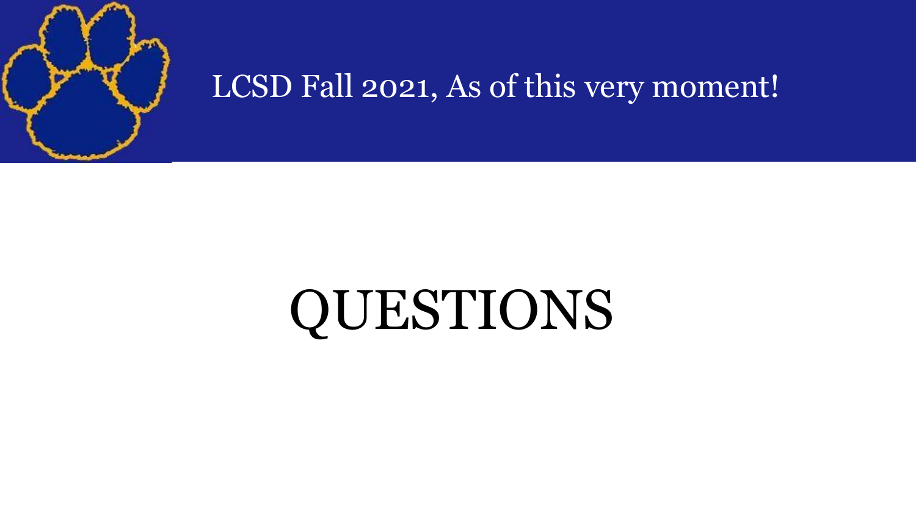LCSD Fall 2021, As of this very moment!

# QUESTIONS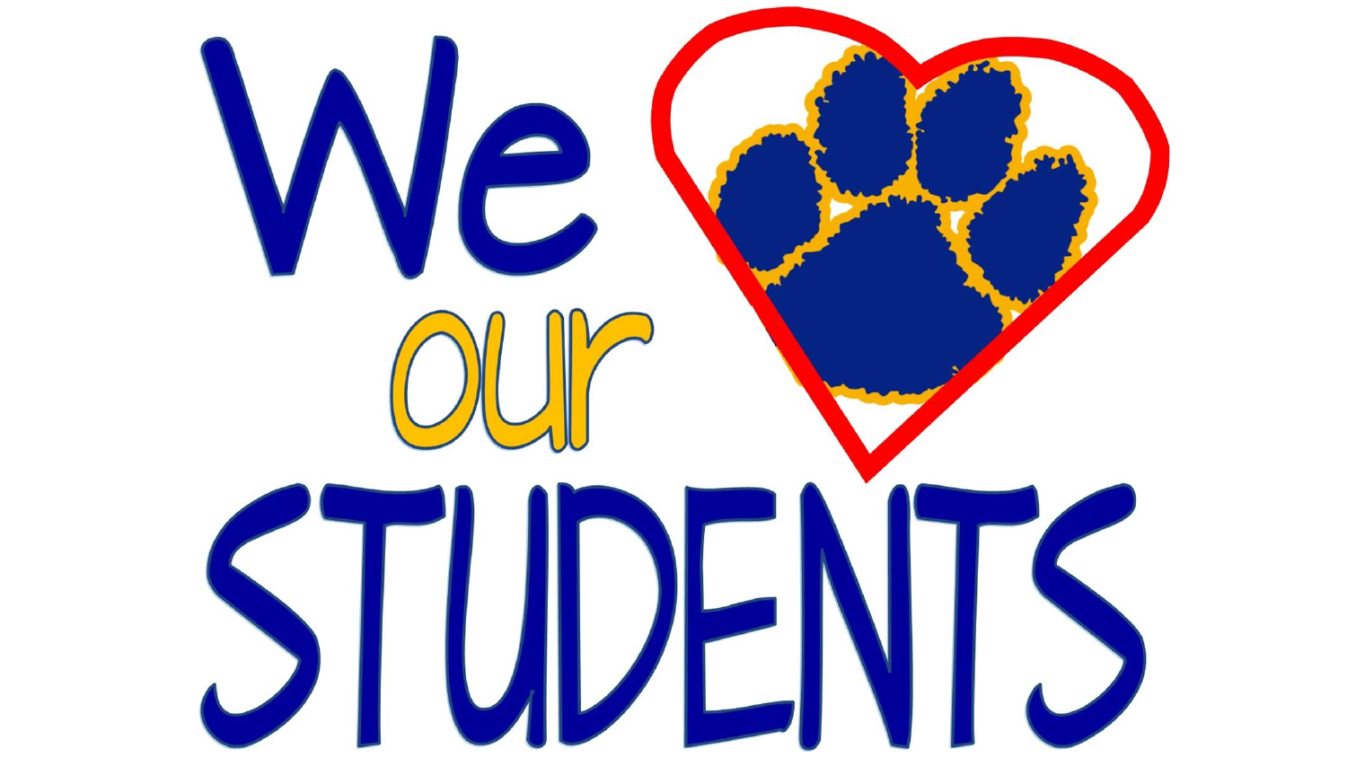We our

STUDENTS